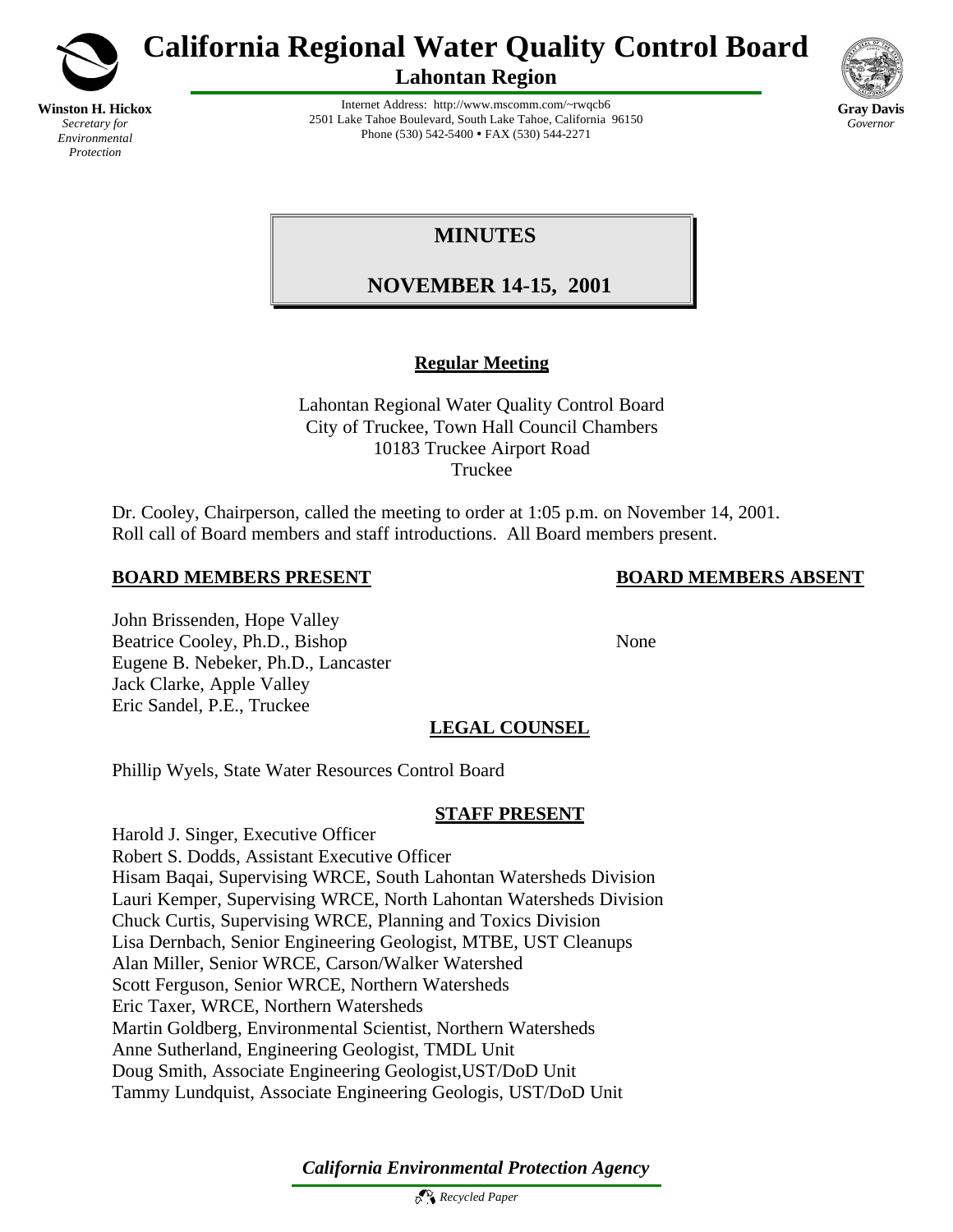**Winston H. Hickox**
*Secretary for Environmental Protection*

# California Regional Water Quality Control Board

## Lahontan Region

Internet Address: http://www.mscomm.com/~rwqcb6
2501 Lake Tahoe Boulevard, South Lake Tahoe, California 96150
Phone (530) 542-5400 • FAX (530) 544-2271

**Gray Davis**
*Governor*

# MINUTES

# NOVEMBER 14-15, 2001

**Regular Meeting**

Lahontan Regional Water Quality Control Board
City of Truckee, Town Hall Council Chambers
10183 Truckee Airport Road
Truckee

Dr. Cooley, Chairperson, called the meeting to order at 1:05 p.m. on November 14, 2001. Roll call of Board members and staff introductions. All Board members present.

**BOARD MEMBERS PRESENT**

John Brissenden, Hope Valley
Beatrice Cooley, Ph.D., Bishop
Eugene B. Nebeker, Ph.D., Lancaster
Jack Clarke, Apple Valley
Eric Sandel, P.E., Truckee

**BOARD MEMBERS ABSENT**

None

**LEGAL COUNSEL**

Phillip Wyels, State Water Resources Control Board

**STAFF PRESENT**

Harold J. Singer, Executive Officer
Robert S. Dodds, Assistant Executive Officer
Hisam Baqai, Supervising WRCE, South Lahontan Watersheds Division
Lauri Kemper, Supervising WRCE, North Lahontan Watersheds Division
Chuck Curtis, Supervising WRCE, Planning and Toxics Division
Lisa Dernbach, Senior Engineering Geologist, MTBE, UST Cleanups
Alan Miller, Senior WRCE, Carson/Walker Watershed
Scott Ferguson, Senior WRCE, Northern Watersheds
Eric Taxer, WRCE, Northern Watersheds
Martin Goldberg, Environmental Scientist, Northern Watersheds
Anne Sutherland, Engineering Geologist, TMDL Unit
Doug Smith, Associate Engineering Geologist,UST/DoD Unit
Tammy Lundquist, Associate Engineering Geologis, UST/DoD Unit

*California Environmental Protection Agency*

*Recycled Paper*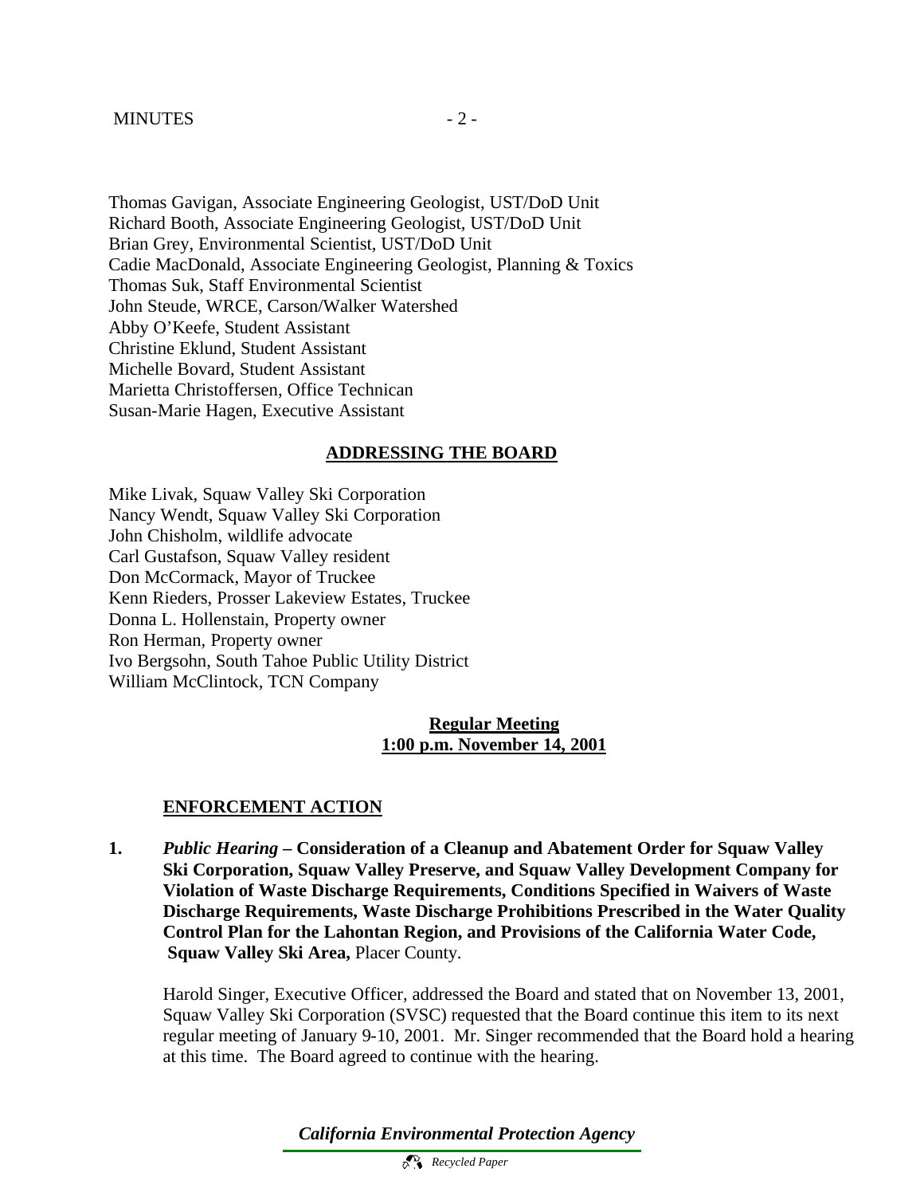Thomas Gavigan, Associate Engineering Geologist, UST/DoD Unit
Richard Booth, Associate Engineering Geologist, UST/DoD Unit
Brian Grey, Environmental Scientist, UST/DoD Unit
Cadie MacDonald, Associate Engineering Geologist, Planning & Toxics
Thomas Suk, Staff Environmental Scientist
John Steude, WRCE, Carson/Walker Watershed
Abby O'Keefe, Student Assistant
Christine Eklund, Student Assistant
Michelle Bovard, Student Assistant
Marietta Christoffersen, Office Technican
Susan-Marie Hagen, Executive Assistant

## ADDRESSING THE BOARD

Mike Livak, Squaw Valley Ski Corporation
Nancy Wendt, Squaw Valley Ski Corporation
John Chisholm, wildlife advocate
Carl Gustafson, Squaw Valley resident
Don McCormack, Mayor of Truckee
Kenn Rieders, Prosser Lakeview Estates, Truckee
Donna L. Hollenstain, Property owner
Ron Herman, Property owner
Ivo Bergsohn, South Tahoe Public Utility District
William McClintock, TCN Company

**Regular Meeting**
**1:00 p.m. November 14, 2001**

## ENFORCEMENT ACTION

**1.** *Public Hearing* **– Consideration of a Cleanup and Abatement Order for Squaw Valley Ski Corporation, Squaw Valley Preserve, and Squaw Valley Development Company for Violation of Waste Discharge Requirements, Conditions Specified in Waivers of Waste Discharge Requirements, Waste Discharge Prohibitions Prescribed in the Water Quality Control Plan for the Lahontan Region, and Provisions of the California Water Code, Squaw Valley Ski Area,** Placer County.

Harold Singer, Executive Officer, addressed the Board and stated that on November 13, 2001, Squaw Valley Ski Corporation (SVSC) requested that the Board continue this item to its next regular meeting of January 9-10, 2001. Mr. Singer recommended that the Board hold a hearing at this time. The Board agreed to continue with the hearing.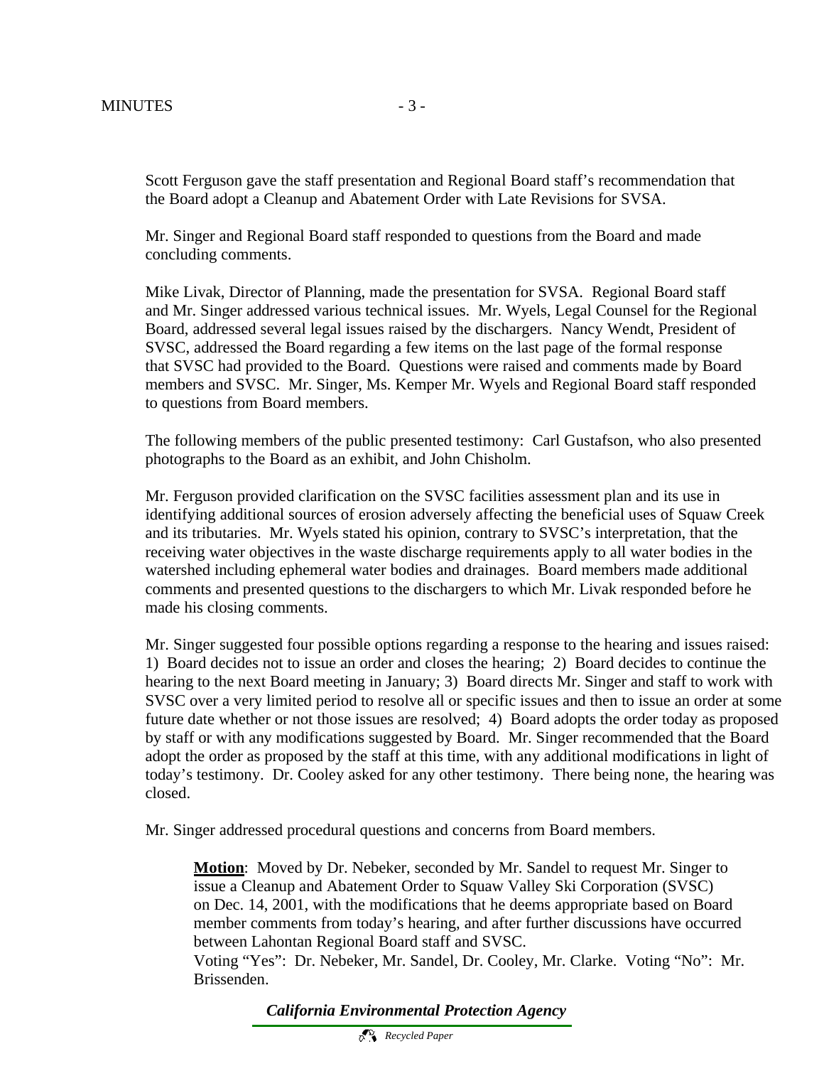Scott Ferguson gave the staff presentation and Regional Board staff's recommendation that the Board adopt a Cleanup and Abatement Order with Late Revisions for SVSA.

Mr. Singer and Regional Board staff responded to questions from the Board and made concluding comments.

Mike Livak, Director of Planning, made the presentation for SVSA. Regional Board staff and Mr. Singer addressed various technical issues. Mr. Wyels, Legal Counsel for the Regional Board, addressed several legal issues raised by the dischargers. Nancy Wendt, President of SVSC, addressed the Board regarding a few items on the last page of the formal response that SVSC had provided to the Board. Questions were raised and comments made by Board members and SVSC. Mr. Singer, Ms. Kemper Mr. Wyels and Regional Board staff responded to questions from Board members.

The following members of the public presented testimony: Carl Gustafson, who also presented photographs to the Board as an exhibit, and John Chisholm.

Mr. Ferguson provided clarification on the SVSC facilities assessment plan and its use in identifying additional sources of erosion adversely affecting the beneficial uses of Squaw Creek and its tributaries. Mr. Wyels stated his opinion, contrary to SVSC's interpretation, that the receiving water objectives in the waste discharge requirements apply to all water bodies in the watershed including ephemeral water bodies and drainages. Board members made additional comments and presented questions to the dischargers to which Mr. Livak responded before he made his closing comments.

Mr. Singer suggested four possible options regarding a response to the hearing and issues raised: 1) Board decides not to issue an order and closes the hearing; 2) Board decides to continue the hearing to the next Board meeting in January; 3) Board directs Mr. Singer and staff to work with SVSC over a very limited period to resolve all or specific issues and then to issue an order at some future date whether or not those issues are resolved; 4) Board adopts the order today as proposed by staff or with any modifications suggested by Board. Mr. Singer recommended that the Board adopt the order as proposed by the staff at this time, with any additional modifications in light of today's testimony. Dr. Cooley asked for any other testimony. There being none, the hearing was closed.

Mr. Singer addressed procedural questions and concerns from Board members.

> **Motion**: Moved by Dr. Nebeker, seconded by Mr. Sandel to request Mr. Singer to issue a Cleanup and Abatement Order to Squaw Valley Ski Corporation (SVSC) on Dec. 14, 2001, with the modifications that he deems appropriate based on Board member comments from today's hearing, and after further discussions have occurred between Lahontan Regional Board staff and SVSC.
> Voting "Yes": Dr. Nebeker, Mr. Sandel, Dr. Cooley, Mr. Clarke. Voting "No": Mr. Brissenden.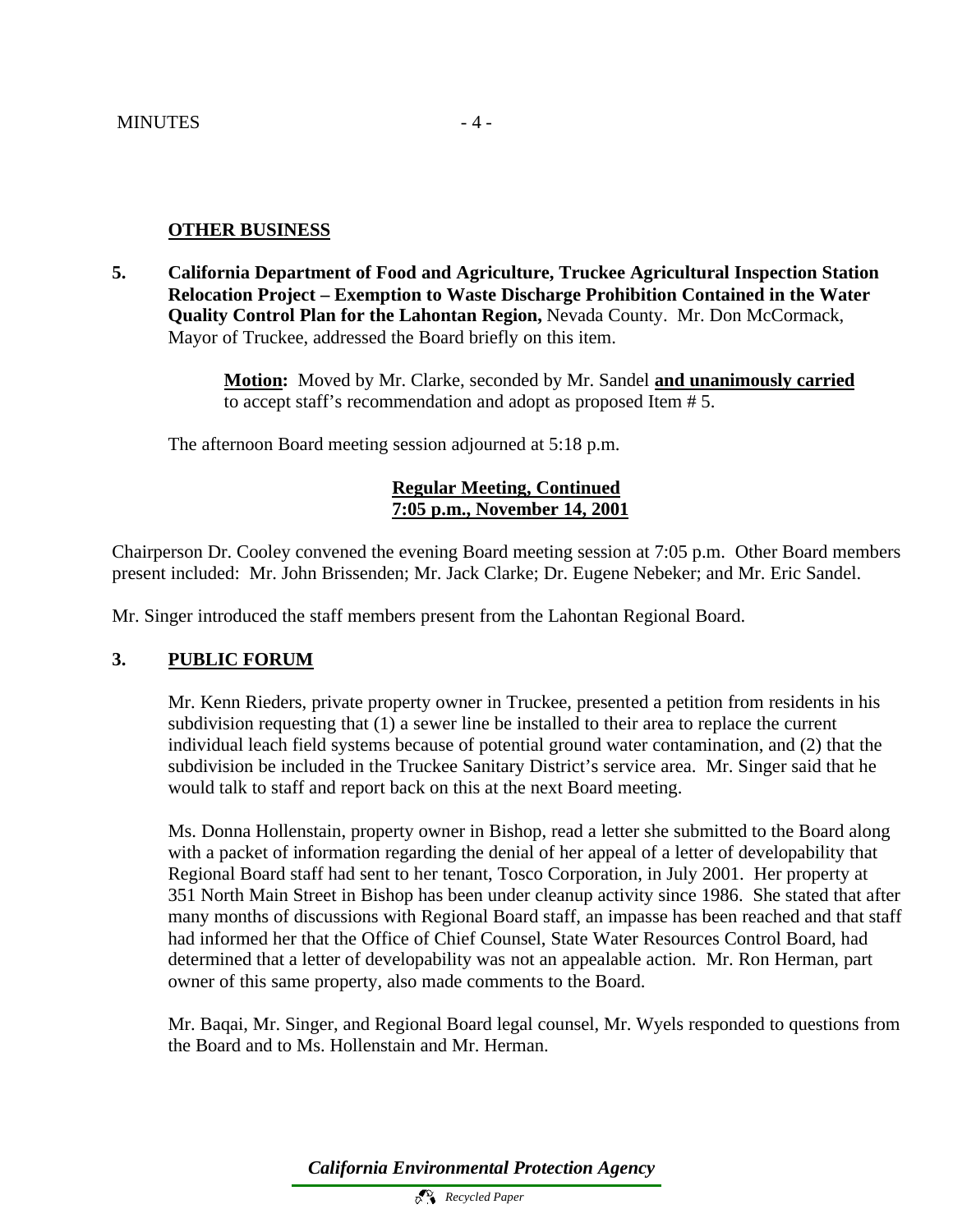## OTHER BUSINESS

**5. California Department of Food and Agriculture, Truckee Agricultural Inspection Station Relocation Project – Exemption to Waste Discharge Prohibition Contained in the Water Quality Control Plan for the Lahontan Region,** Nevada County. Mr. Don McCormack, Mayor of Truckee, addressed the Board briefly on this item.

> **Motion:** Moved by Mr. Clarke, seconded by Mr. Sandel **and unanimously carried** to accept staff's recommendation and adopt as proposed Item # 5.

The afternoon Board meeting session adjourned at 5:18 p.m.

**Regular Meeting, Continued**
**7:05 p.m., November 14, 2001**

Chairperson Dr. Cooley convened the evening Board meeting session at 7:05 p.m. Other Board members present included: Mr. John Brissenden; Mr. Jack Clarke; Dr. Eugene Nebeker; and Mr. Eric Sandel.

Mr. Singer introduced the staff members present from the Lahontan Regional Board.

## 3. PUBLIC FORUM

Mr. Kenn Rieders, private property owner in Truckee, presented a petition from residents in his subdivision requesting that (1) a sewer line be installed to their area to replace the current individual leach field systems because of potential ground water contamination, and (2) that the subdivision be included in the Truckee Sanitary District's service area. Mr. Singer said that he would talk to staff and report back on this at the next Board meeting.

Ms. Donna Hollenstain, property owner in Bishop, read a letter she submitted to the Board along with a packet of information regarding the denial of her appeal of a letter of developability that Regional Board staff had sent to her tenant, Tosco Corporation, in July 2001. Her property at 351 North Main Street in Bishop has been under cleanup activity since 1986. She stated that after many months of discussions with Regional Board staff, an impasse has been reached and that staff had informed her that the Office of Chief Counsel, State Water Resources Control Board, had determined that a letter of developability was not an appealable action. Mr. Ron Herman, part owner of this same property, also made comments to the Board.

Mr. Baqai, Mr. Singer, and Regional Board legal counsel, Mr. Wyels responded to questions from the Board and to Ms. Hollenstain and Mr. Herman.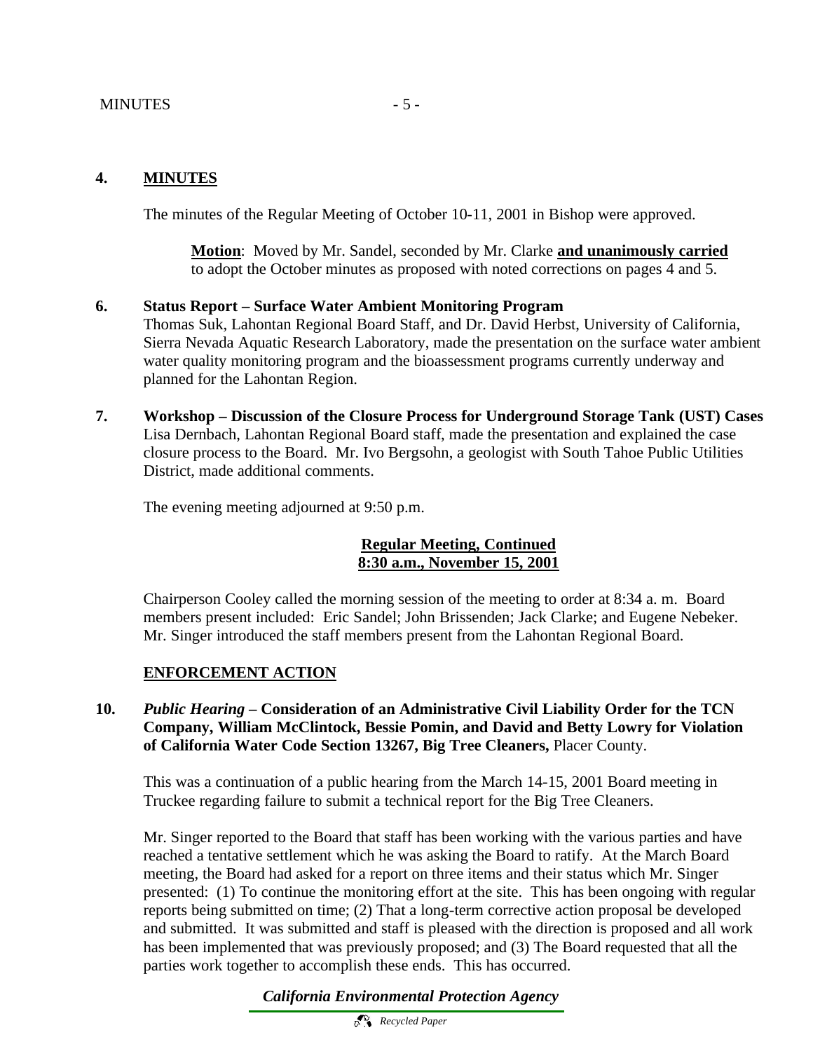**4. MINUTES**

The minutes of the Regular Meeting of October 10-11, 2001 in Bishop were approved.

> **Motion**: Moved by Mr. Sandel, seconded by Mr. Clarke **and unanimously carried** to adopt the October minutes as proposed with noted corrections on pages 4 and 5.

**6. Status Report – Surface Water Ambient Monitoring Program**

Thomas Suk, Lahontan Regional Board Staff, and Dr. David Herbst, University of California, Sierra Nevada Aquatic Research Laboratory, made the presentation on the surface water ambient water quality monitoring program and the bioassessment programs currently underway and planned for the Lahontan Region.

**7. Workshop – Discussion of the Closure Process for Underground Storage Tank (UST) Cases**

Lisa Dernbach, Lahontan Regional Board staff, made the presentation and explained the case closure process to the Board. Mr. Ivo Bergsohn, a geologist with South Tahoe Public Utilities District, made additional comments.

The evening meeting adjourned at 9:50 p.m.

**Regular Meeting, Continued**
**8:30 a.m., November 15, 2001**

Chairperson Cooley called the morning session of the meeting to order at 8:34 a. m. Board members present included: Eric Sandel; John Brissenden; Jack Clarke; and Eugene Nebeker. Mr. Singer introduced the staff members present from the Lahontan Regional Board.

**ENFORCEMENT ACTION**

**10. *Public Hearing* – Consideration of an Administrative Civil Liability Order for the TCN Company, William McClintock, Bessie Pomin, and David and Betty Lowry for Violation of California Water Code Section 13267, Big Tree Cleaners,** Placer County.

This was a continuation of a public hearing from the March 14-15, 2001 Board meeting in Truckee regarding failure to submit a technical report for the Big Tree Cleaners.

Mr. Singer reported to the Board that staff has been working with the various parties and have reached a tentative settlement which he was asking the Board to ratify. At the March Board meeting, the Board had asked for a report on three items and their status which Mr. Singer presented: (1) To continue the monitoring effort at the site. This has been ongoing with regular reports being submitted on time; (2) That a long-term corrective action proposal be developed and submitted. It was submitted and staff is pleased with the direction is proposed and all work has been implemented that was previously proposed; and (3) The Board requested that all the parties work together to accomplish these ends. This has occurred.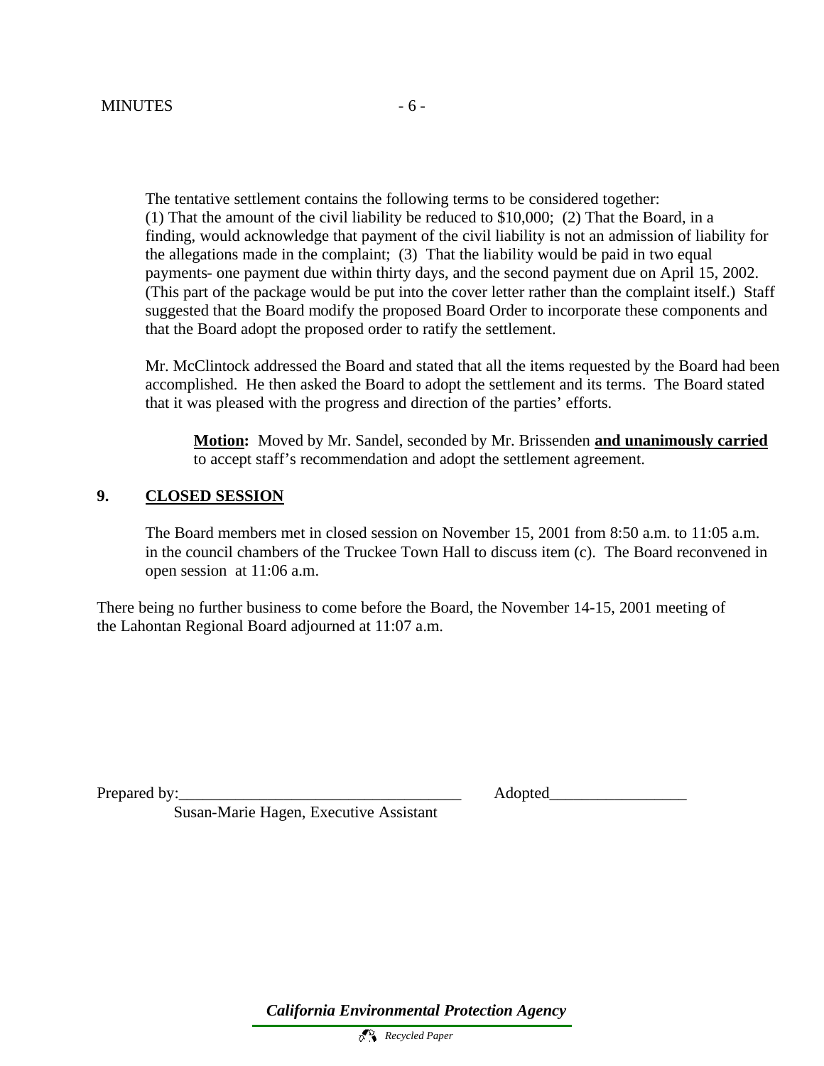The tentative settlement contains the following terms to be considered together:
(1) That the amount of the civil liability be reduced to $10,000; (2) That the Board, in a finding, would acknowledge that payment of the civil liability is not an admission of liability for the allegations made in the complaint; (3) That the liability would be paid in two equal payments- one payment due within thirty days, and the second payment due on April 15, 2002. (This part of the package would be put into the cover letter rather than the complaint itself.) Staff suggested that the Board modify the proposed Board Order to incorporate these components and that the Board adopt the proposed order to ratify the settlement.

Mr. McClintock addressed the Board and stated that all the items requested by the Board had been accomplished. He then asked the Board to adopt the settlement and its terms. The Board stated that it was pleased with the progress and direction of the parties' efforts.

> **Motion:** Moved by Mr. Sandel, seconded by Mr. Brissenden **and unanimously carried** to accept staff's recommendation and adopt the settlement agreement.

## 9. CLOSED SESSION

The Board members met in closed session on November 15, 2001 from 8:50 a.m. to 11:05 a.m. in the council chambers of the Truckee Town Hall to discuss item (c). The Board reconvened in open session at 11:06 a.m.

There being no further business to come before the Board, the November 14-15, 2001 meeting of the Lahontan Regional Board adjourned at 11:07 a.m.

Prepared by:___________________________________ Adopted_________________

Susan-Marie Hagen, Executive Assistant

*California Environmental Protection Agency*

*Recycled Paper*